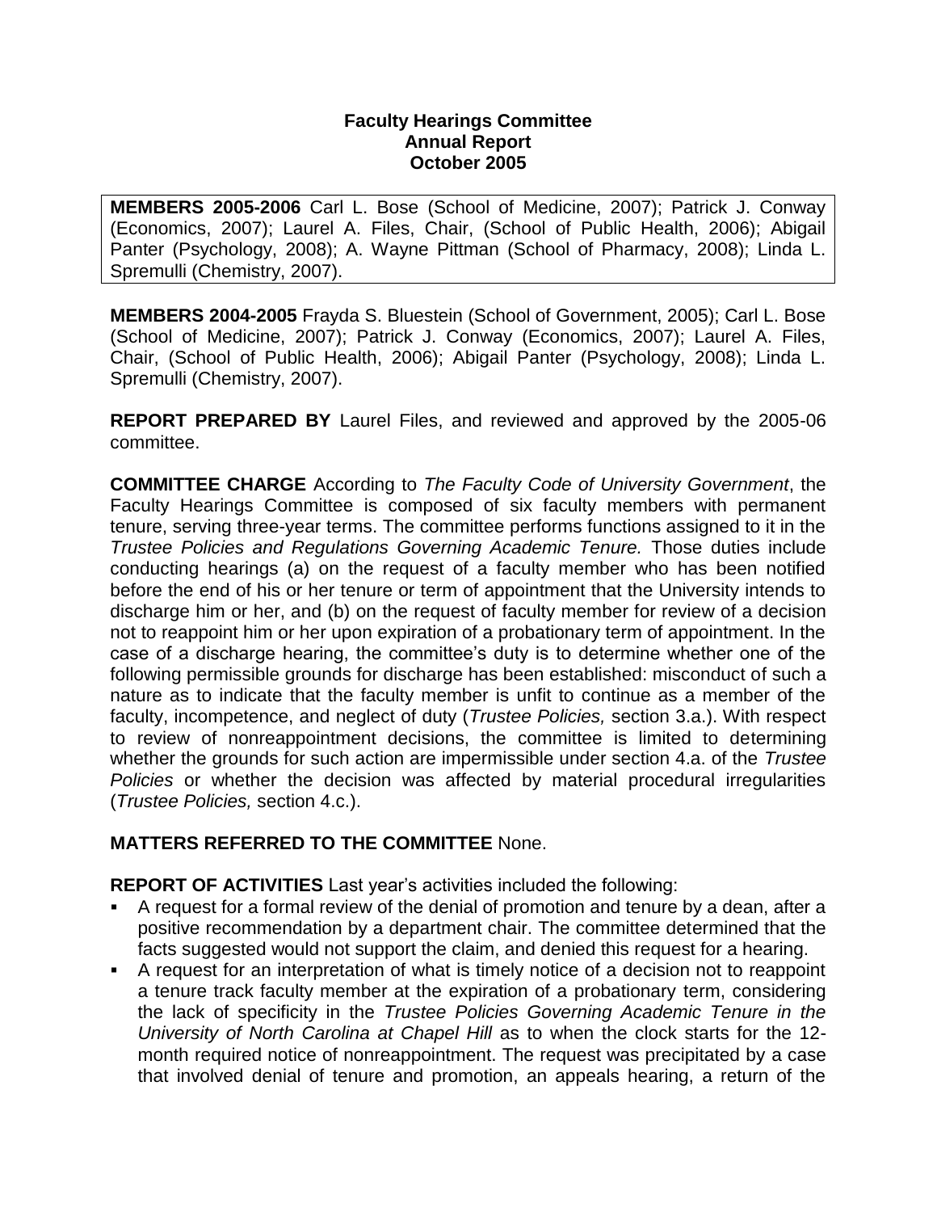# Faculty Hearings Committee
## Annual Report
## October 2005

**MEMBERS 2005-2006** Carl L. Bose (School of Medicine, 2007); Patrick J. Conway (Economics, 2007); Laurel A. Files, Chair, (School of Public Health, 2006); Abigail Panter (Psychology, 2008); A. Wayne Pittman (School of Pharmacy, 2008); Linda L. Spremulli (Chemistry, 2007).

**MEMBERS 2004-2005** Frayda S. Bluestein (School of Government, 2005); Carl L. Bose (School of Medicine, 2007); Patrick J. Conway (Economics, 2007); Laurel A. Files, Chair, (School of Public Health, 2006); Abigail Panter (Psychology, 2008); Linda L. Spremulli (Chemistry, 2007).

**REPORT PREPARED BY** Laurel Files, and reviewed and approved by the 2005-06 committee.

**COMMITTEE CHARGE** According to *The Faculty Code of University Government*, the Faculty Hearings Committee is composed of six faculty members with permanent tenure, serving three-year terms. The committee performs functions assigned to it in the *Trustee Policies and Regulations Governing Academic Tenure.* Those duties include conducting hearings (a) on the request of a faculty member who has been notified before the end of his or her tenure or term of appointment that the University intends to discharge him or her, and (b) on the request of faculty member for review of a decision not to reappoint him or her upon expiration of a probationary term of appointment. In the case of a discharge hearing, the committee's duty is to determine whether one of the following permissible grounds for discharge has been established: misconduct of such a nature as to indicate that the faculty member is unfit to continue as a member of the faculty, incompetence, and neglect of duty (*Trustee Policies,* section 3.a.). With respect to review of nonreappointment decisions, the committee is limited to determining whether the grounds for such action are impermissible under section 4.a. of the *Trustee Policies* or whether the decision was affected by material procedural irregularities (*Trustee Policies,* section 4.c.).

**MATTERS REFERRED TO THE COMMITTEE** None.

**REPORT OF ACTIVITIES** Last year's activities included the following:

- A request for a formal review of the denial of promotion and tenure by a dean, after a positive recommendation by a department chair. The committee determined that the facts suggested would not support the claim, and denied this request for a hearing.
- A request for an interpretation of what is timely notice of a decision not to reappoint a tenure track faculty member at the expiration of a probationary term, considering the lack of specificity in the *Trustee Policies Governing Academic Tenure in the University of North Carolina at Chapel Hill* as to when the clock starts for the 12-month required notice of nonreappointment. The request was precipitated by a case that involved denial of tenure and promotion, an appeals hearing, a return of the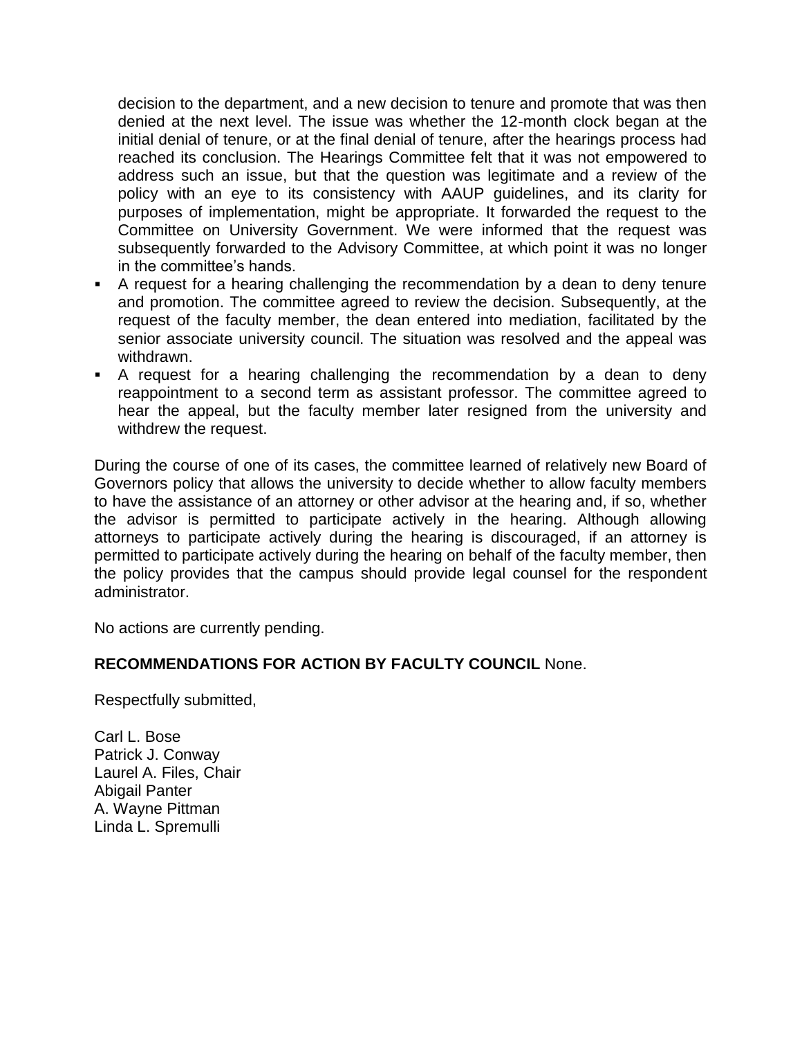decision to the department, and a new decision to tenure and promote that was then denied at the next level. The issue was whether the 12-month clock began at the initial denial of tenure, or at the final denial of tenure, after the hearings process had reached its conclusion. The Hearings Committee felt that it was not empowered to address such an issue, but that the question was legitimate and a review of the policy with an eye to its consistency with AAUP guidelines, and its clarity for purposes of implementation, might be appropriate. It forwarded the request to the Committee on University Government. We were informed that the request was subsequently forwarded to the Advisory Committee, at which point it was no longer in the committee's hands.

- A request for a hearing challenging the recommendation by a dean to deny tenure and promotion. The committee agreed to review the decision. Subsequently, at the request of the faculty member, the dean entered into mediation, facilitated by the senior associate university council. The situation was resolved and the appeal was withdrawn.
- A request for a hearing challenging the recommendation by a dean to deny reappointment to a second term as assistant professor. The committee agreed to hear the appeal, but the faculty member later resigned from the university and withdrew the request.

During the course of one of its cases, the committee learned of relatively new Board of Governors policy that allows the university to decide whether to allow faculty members to have the assistance of an attorney or other advisor at the hearing and, if so, whether the advisor is permitted to participate actively in the hearing. Although allowing attorneys to participate actively during the hearing is discouraged, if an attorney is permitted to participate actively during the hearing on behalf of the faculty member, then the policy provides that the campus should provide legal counsel for the respondent administrator.

No actions are currently pending.

**RECOMMENDATIONS FOR ACTION BY FACULTY COUNCIL** None.

Respectfully submitted,

Carl L. Bose
Patrick J. Conway
Laurel A. Files, Chair
Abigail Panter
A. Wayne Pittman
Linda L. Spremulli